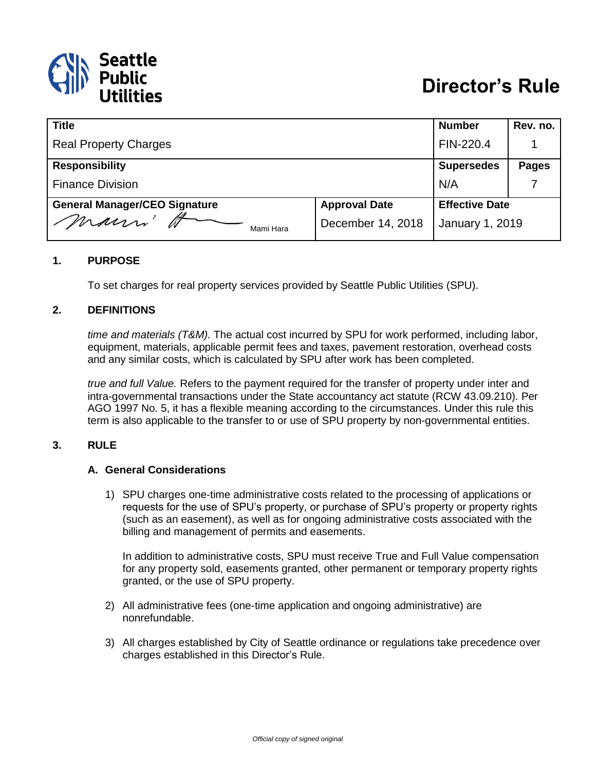Seattle Public Utilities

# Director's Rule

| Title | | Number | Rev. no. |
|---|---|---|---|
| Real Property Charges | | FIN-220.4 | 1 |
| **Responsibility** | | **Supersedes** | **Pages** |
| Finance Division | | N/A | 7 |
| **General Manager/CEO Signature** | **Approval Date** | **Effective Date** | |
| Mami Hara | December 14, 2018 | January 1, 2019 | |

## 1. PURPOSE

To set charges for real property services provided by Seattle Public Utilities (SPU).

## 2. DEFINITIONS

*time and materials (T&M).* The actual cost incurred by SPU for work performed, including labor, equipment, materials, applicable permit fees and taxes, pavement restoration, overhead costs and any similar costs, which is calculated by SPU after work has been completed.

*true and full Value.* Refers to the payment required for the transfer of property under inter and intra-governmental transactions under the State accountancy act statute (RCW 43.09.210). Per AGO 1997 No. 5, it has a flexible meaning according to the circumstances. Under this rule this term is also applicable to the transfer to or use of SPU property by non-governmental entities.

## 3. RULE

### A. General Considerations

1) SPU charges one-time administrative costs related to the processing of applications or requests for the use of SPU's property, or purchase of SPU's property or property rights (such as an easement), as well as for ongoing administrative costs associated with the billing and management of permits and easements.

   In addition to administrative costs, SPU must receive True and Full Value compensation for any property sold, easements granted, other permanent or temporary property rights granted, or the use of SPU property.

2) All administrative fees (one-time application and ongoing administrative) are nonrefundable.

3) All charges established by City of Seattle ordinance or regulations take precedence over charges established in this Director's Rule.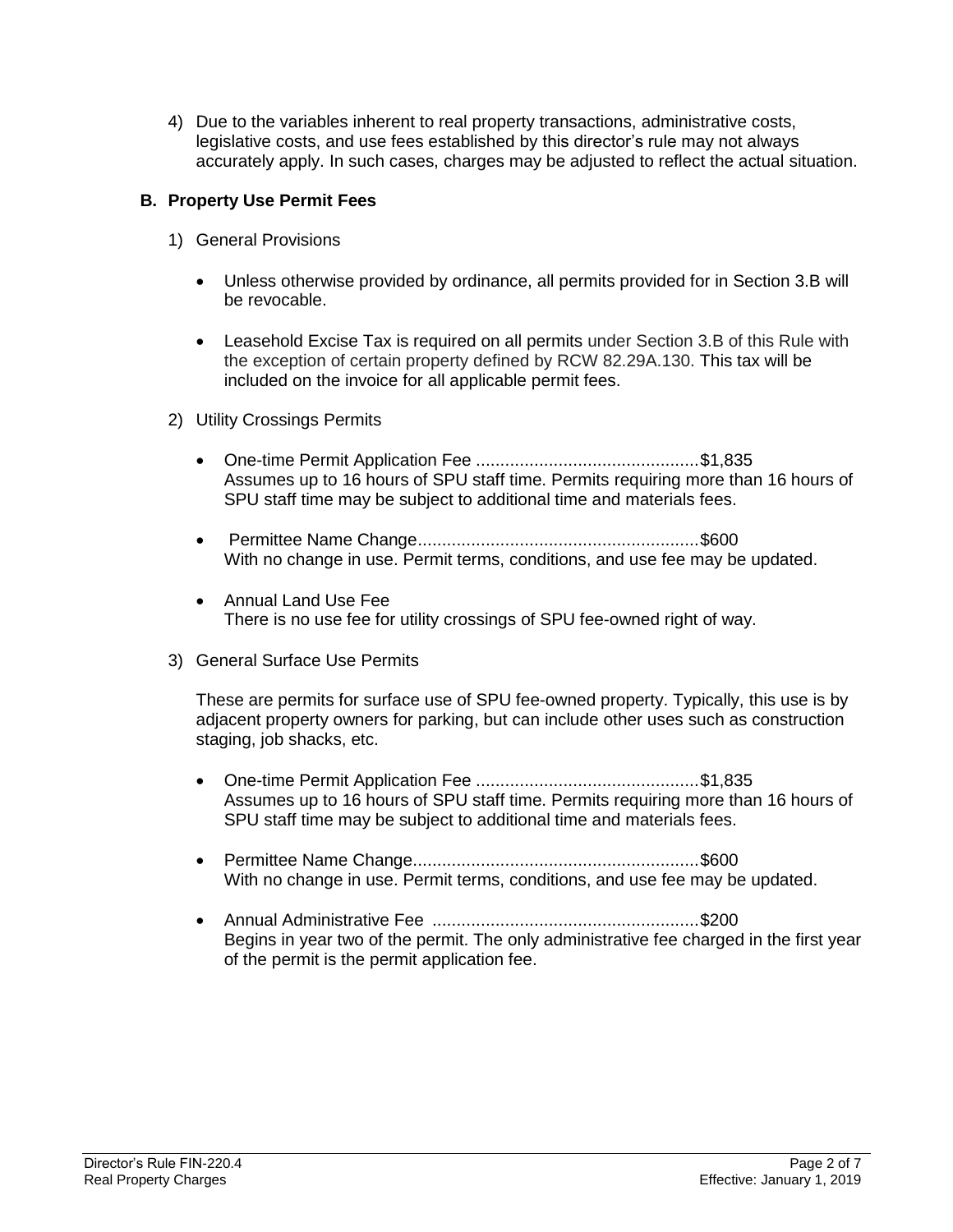4) Due to the variables inherent to real property transactions, administrative costs, legislative costs, and use fees established by this director's rule may not always accurately apply. In such cases, charges may be adjusted to reflect the actual situation.

### B. Property Use Permit Fees

1) General Provisions

   - Unless otherwise provided by ordinance, all permits provided for in Section 3.B will be revocable.

   - Leasehold Excise Tax is required on all permits under Section 3.B of this Rule with the exception of certain property defined by RCW 82.29A.130. This tax will be included on the invoice for all applicable permit fees.

2) Utility Crossings Permits

   - One-time Permit Application Fee ..............................................$1,835
     Assumes up to 16 hours of SPU staff time. Permits requiring more than 16 hours of SPU staff time may be subject to additional time and materials fees.

   - Permittee Name Change..........................................................$600
     With no change in use. Permit terms, conditions, and use fee may be updated.

   - Annual Land Use Fee
     There is no use fee for utility crossings of SPU fee-owned right of way.

3) General Surface Use Permits

   These are permits for surface use of SPU fee-owned property. Typically, this use is by adjacent property owners for parking, but can include other uses such as construction staging, job shacks, etc.

   - One-time Permit Application Fee ..............................................$1,835
     Assumes up to 16 hours of SPU staff time. Permits requiring more than 16 hours of SPU staff time may be subject to additional time and materials fees.

   - Permittee Name Change..........................................................$600
     With no change in use. Permit terms, conditions, and use fee may be updated.

   - Annual Administrative Fee .......................................................$200
     Begins in year two of the permit. The only administrative fee charged in the first year of the permit is the permit application fee.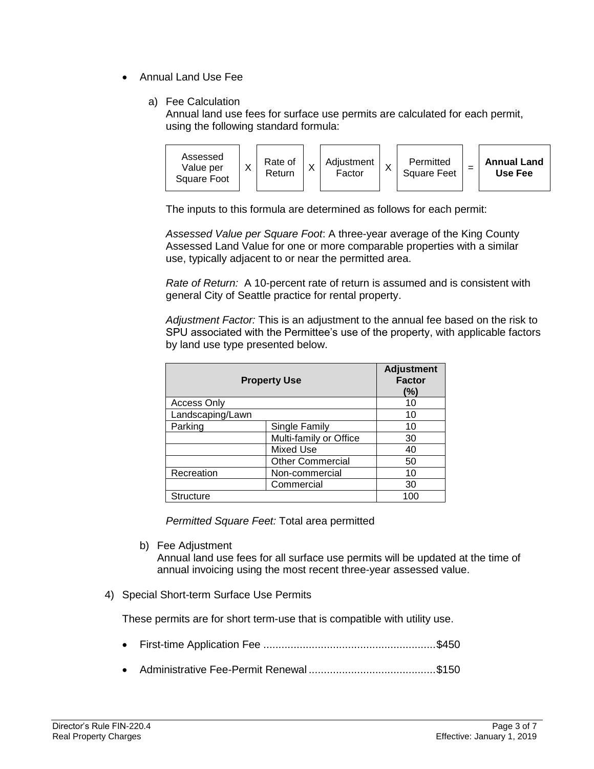- Annual Land Use Fee

  a) Fee Calculation
  Annual land use fees for surface use permits are calculated for each permit, using the following standard formula:

  | Assessed Value per Square Foot | X | Rate of Return | X | Adjustment Factor | X | Permitted Square Feet | = | **Annual Land Use Fee** |
  |---|---|---|---|---|---|---|---|---|

  The inputs to this formula are determined as follows for each permit:

  *Assessed Value per Square Foot*: A three-year average of the King County Assessed Land Value for one or more comparable properties with a similar use, typically adjacent to or near the permitted area.

  *Rate of Return:* A 10-percent rate of return is assumed and is consistent with general City of Seattle practice for rental property.

  *Adjustment Factor:* This is an adjustment to the annual fee based on the risk to SPU associated with the Permittee's use of the property, with applicable factors by land use type presented below.

  | **Property Use** | | **Adjustment Factor (%)** |
  |---|---|---|
  | Access Only | | 10 |
  | Landscaping/Lawn | | 10 |
  | Parking | Single Family | 10 |
  | | Multi-family or Office | 30 |
  | | Mixed Use | 40 |
  | | Other Commercial | 50 |
  | Recreation | Non-commercial | 10 |
  | | Commercial | 30 |
  | Structure | | 100 |

  *Permitted Square Feet:* Total area permitted

  b) Fee Adjustment
  Annual land use fees for all surface use permits will be updated at the time of annual invoicing using the most recent three-year assessed value.

4) Special Short-term Surface Use Permits

   These permits are for short term-use that is compatible with utility use.

   - First-time Application Fee ........................................................$450
   - Administrative Fee-Permit Renewal ..........................................$150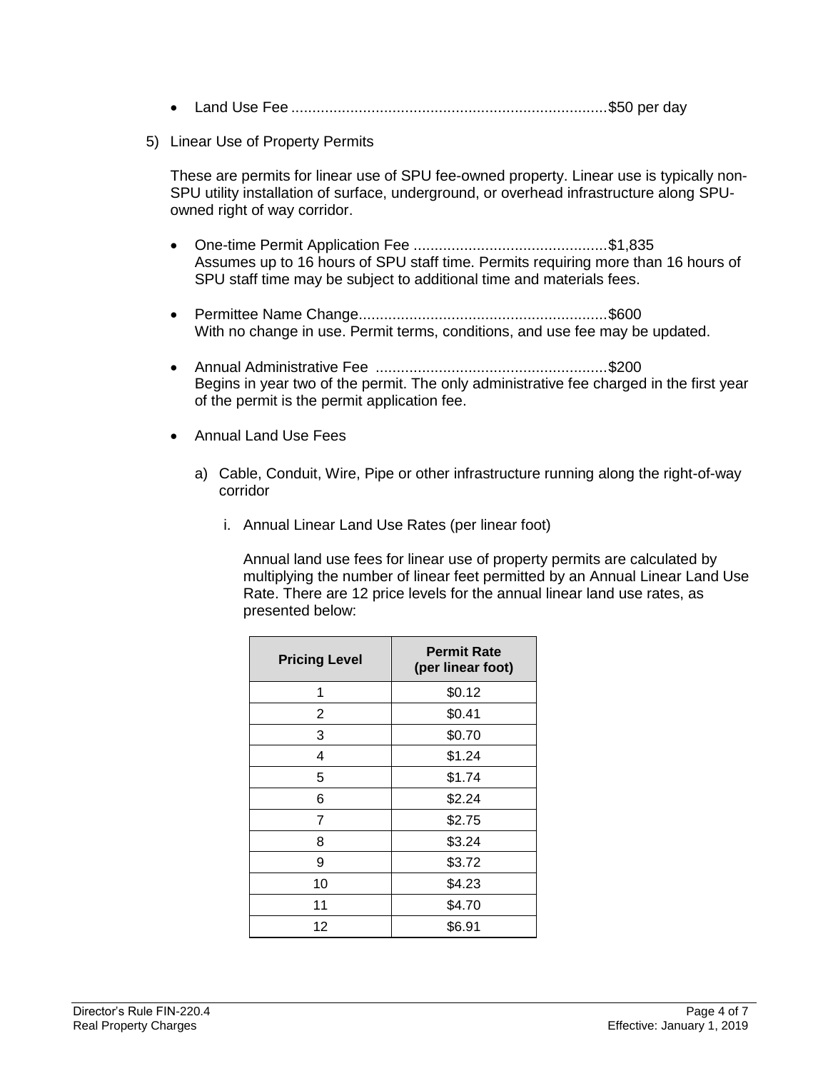- Land Use Fee ..........................................................................$50 per day

5) Linear Use of Property Permits

   These are permits for linear use of SPU fee-owned property. Linear use is typically non-SPU utility installation of surface, underground, or overhead infrastructure along SPU-owned right of way corridor.

   - One-time Permit Application Fee ..............................................$1,835
     Assumes up to 16 hours of SPU staff time. Permits requiring more than 16 hours of SPU staff time may be subject to additional time and materials fees.

   - Permittee Name Change..........................................................$600
     With no change in use. Permit terms, conditions, and use fee may be updated.

   - Annual Administrative Fee .......................................................$200
     Begins in year two of the permit. The only administrative fee charged in the first year of the permit is the permit application fee.

   - Annual Land Use Fees

     a) Cable, Conduit, Wire, Pipe or other infrastructure running along the right-of-way corridor

        i. Annual Linear Land Use Rates (per linear foot)

           Annual land use fees for linear use of property permits are calculated by multiplying the number of linear feet permitted by an Annual Linear Land Use Rate. There are 12 price levels for the annual linear land use rates, as presented below:

| Pricing Level | Permit Rate (per linear foot) |
|---|---|
| 1 | $0.12 |
| 2 | $0.41 |
| 3 | $0.70 |
| 4 | $1.24 |
| 5 | $1.74 |
| 6 | $2.24 |
| 7 | $2.75 |
| 8 | $3.24 |
| 9 | $3.72 |
| 10 | $4.23 |
| 11 | $4.70 |
| 12 | $6.91 |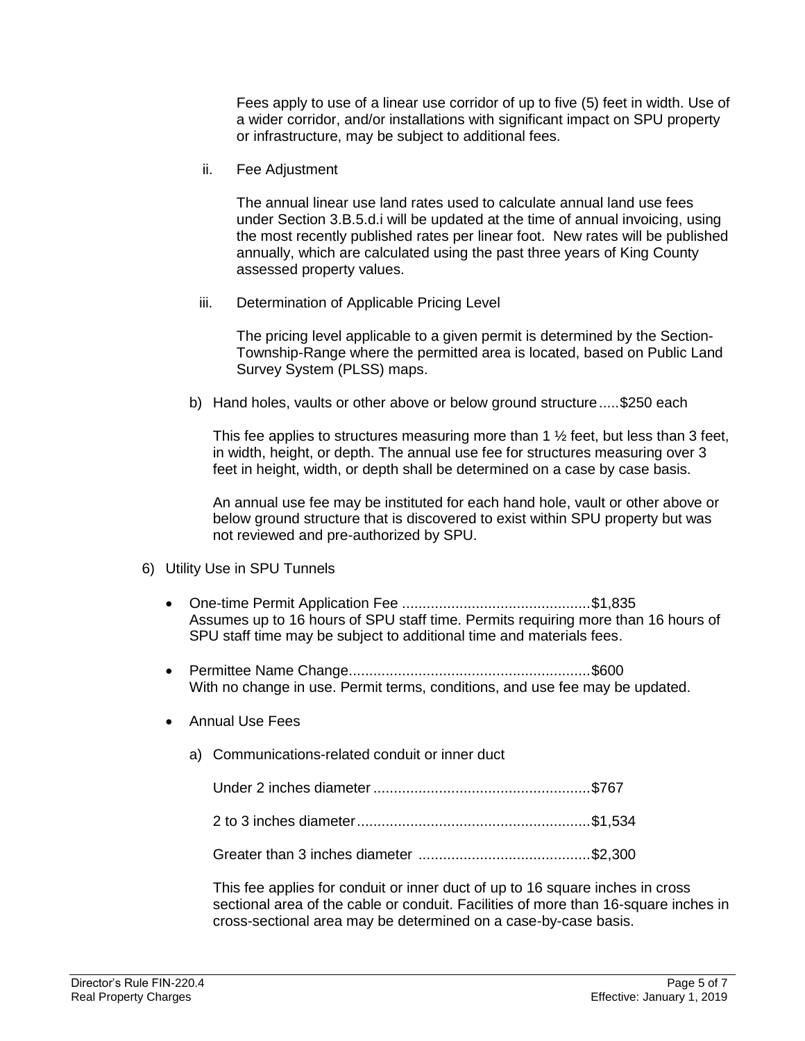Fees apply to use of a linear use corridor of up to five (5) feet in width. Use of a wider corridor, and/or installations with significant impact on SPU property or infrastructure, may be subject to additional fees.

ii. Fee Adjustment

The annual linear use land rates used to calculate annual land use fees under Section 3.B.5.d.i will be updated at the time of annual invoicing, using the most recently published rates per linear foot. New rates will be published annually, which are calculated using the past three years of King County assessed property values.

iii. Determination of Applicable Pricing Level

The pricing level applicable to a given permit is determined by the Section-Township-Range where the permitted area is located, based on Public Land Survey System (PLSS) maps.

b) Hand holes, vaults or other above or below ground structure.....$250 each

This fee applies to structures measuring more than 1 ½ feet, but less than 3 feet, in width, height, or depth. The annual use fee for structures measuring over 3 feet in height, width, or depth shall be determined on a case by case basis.

An annual use fee may be instituted for each hand hole, vault or other above or below ground structure that is discovered to exist within SPU property but was not reviewed and pre-authorized by SPU.

6) Utility Use in SPU Tunnels

- One-time Permit Application Fee .............................................$1,835
  Assumes up to 16 hours of SPU staff time. Permits requiring more than 16 hours of SPU staff time may be subject to additional time and materials fees.

- Permittee Name Change..........................................................$600
  With no change in use. Permit terms, conditions, and use fee may be updated.

- Annual Use Fees

  a) Communications-related conduit or inner duct

     Under 2 inches diameter ....................................................$767

     2 to 3 inches diameter.........................................................$1,534

     Greater than 3 inches diameter ..........................................$2,300

     This fee applies for conduit or inner duct of up to 16 square inches in cross sectional area of the cable or conduit. Facilities of more than 16-square inches in cross-sectional area may be determined on a case-by-case basis.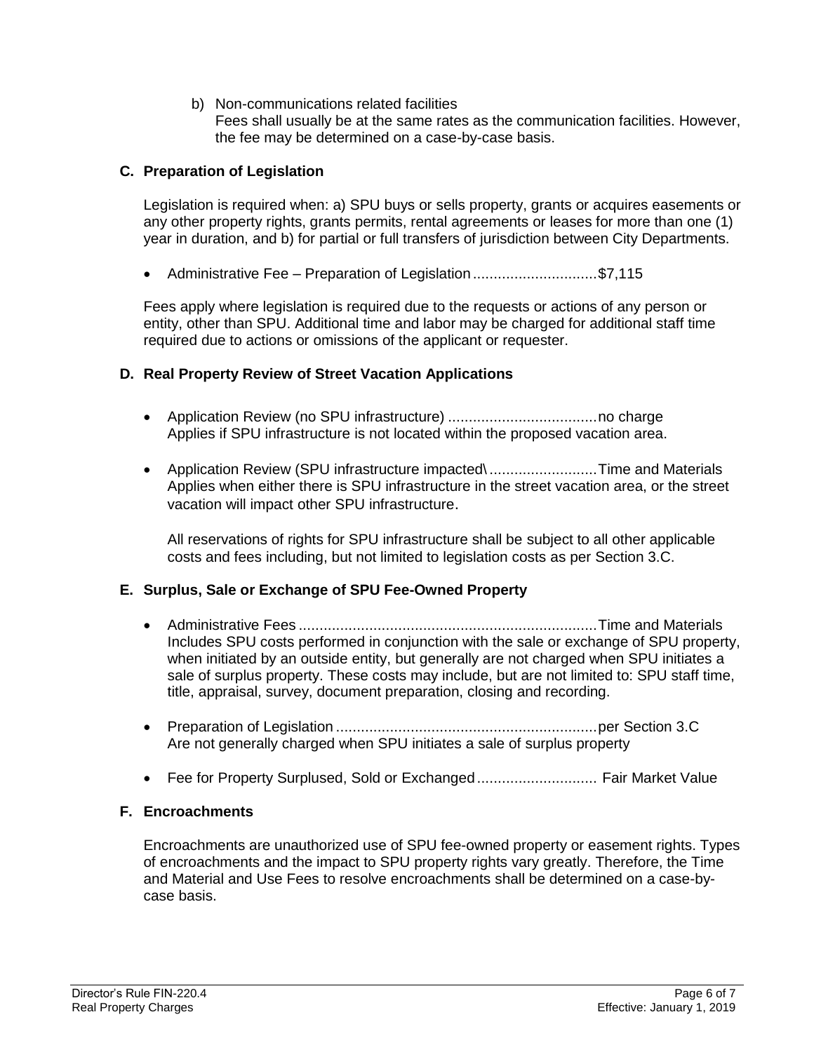b) Non-communications related facilities
   Fees shall usually be at the same rates as the communication facilities. However, the fee may be determined on a case-by-case basis.

### C. Preparation of Legislation

Legislation is required when: a) SPU buys or sells property, grants or acquires easements or any other property rights, grants permits, rental agreements or leases for more than one (1) year in duration, and b) for partial or full transfers of jurisdiction between City Departments.

- Administrative Fee – Preparation of Legislation ............................. $7,115

Fees apply where legislation is required due to the requests or actions of any person or entity, other than SPU. Additional time and labor may be charged for additional staff time required due to actions or omissions of the applicant or requester.

### D. Real Property Review of Street Vacation Applications

- Application Review (no SPU infrastructure) .................................... no charge
  Applies if SPU infrastructure is not located within the proposed vacation area.

- Application Review (SPU infrastructure impacted\ .......................... Time and Materials
  Applies when either there is SPU infrastructure in the street vacation area, or the street vacation will impact other SPU infrastructure.

  All reservations of rights for SPU infrastructure shall be subject to all other applicable costs and fees including, but not limited to legislation costs as per Section 3.C.

### E. Surplus, Sale or Exchange of SPU Fee-Owned Property

- Administrative Fees ........................................................................ Time and Materials
  Includes SPU costs performed in conjunction with the sale or exchange of SPU property, when initiated by an outside entity, but generally are not charged when SPU initiates a sale of surplus property. These costs may include, but are not limited to: SPU staff time, title, appraisal, survey, document preparation, closing and recording.

- Preparation of Legislation ............................................................... per Section 3.C
  Are not generally charged when SPU initiates a sale of surplus property

- Fee for Property Surplused, Sold or Exchanged ............................. Fair Market Value

### F. Encroachments

Encroachments are unauthorized use of SPU fee-owned property or easement rights. Types of encroachments and the impact to SPU property rights vary greatly. Therefore, the Time and Material and Use Fees to resolve encroachments shall be determined on a case-by-case basis.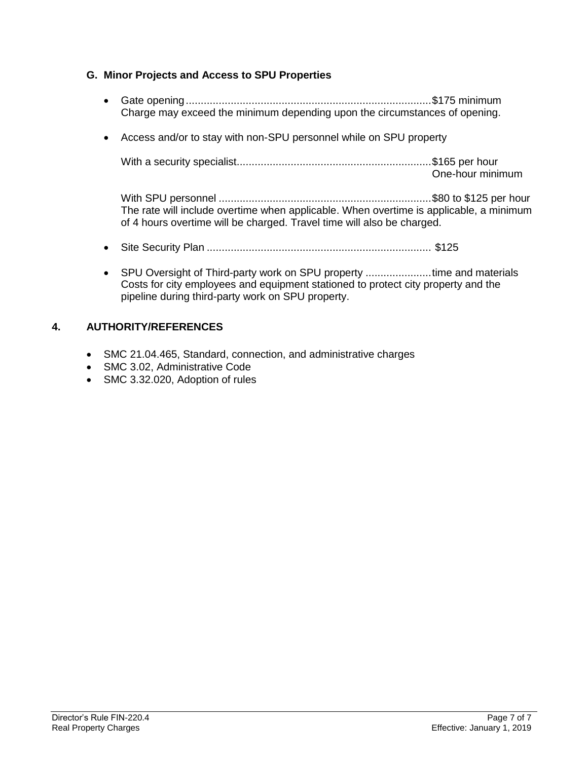### G. Minor Projects and Access to SPU Properties

- Gate opening.................................................................................$175 minimum
  Charge may exceed the minimum depending upon the circumstances of opening.

- Access and/or to stay with non-SPU personnel while on SPU property

  With a security specialist................................................................$165 per hour
  One-hour minimum

  With SPU personnel ......................................................................$80 to $125 per hour
  The rate will include overtime when applicable. When overtime is applicable, a minimum of 4 hours overtime will be charged. Travel time will also be charged.

- Site Security Plan .......................................................................... $125

- SPU Oversight of Third-party work on SPU property ......................time and materials
  Costs for city employees and equipment stationed to protect city property and the pipeline during third-party work on SPU property.

## 4. AUTHORITY/REFERENCES

- SMC 21.04.465, Standard, connection, and administrative charges
- SMC 3.02, Administrative Code
- SMC 3.32.020, Adoption of rules